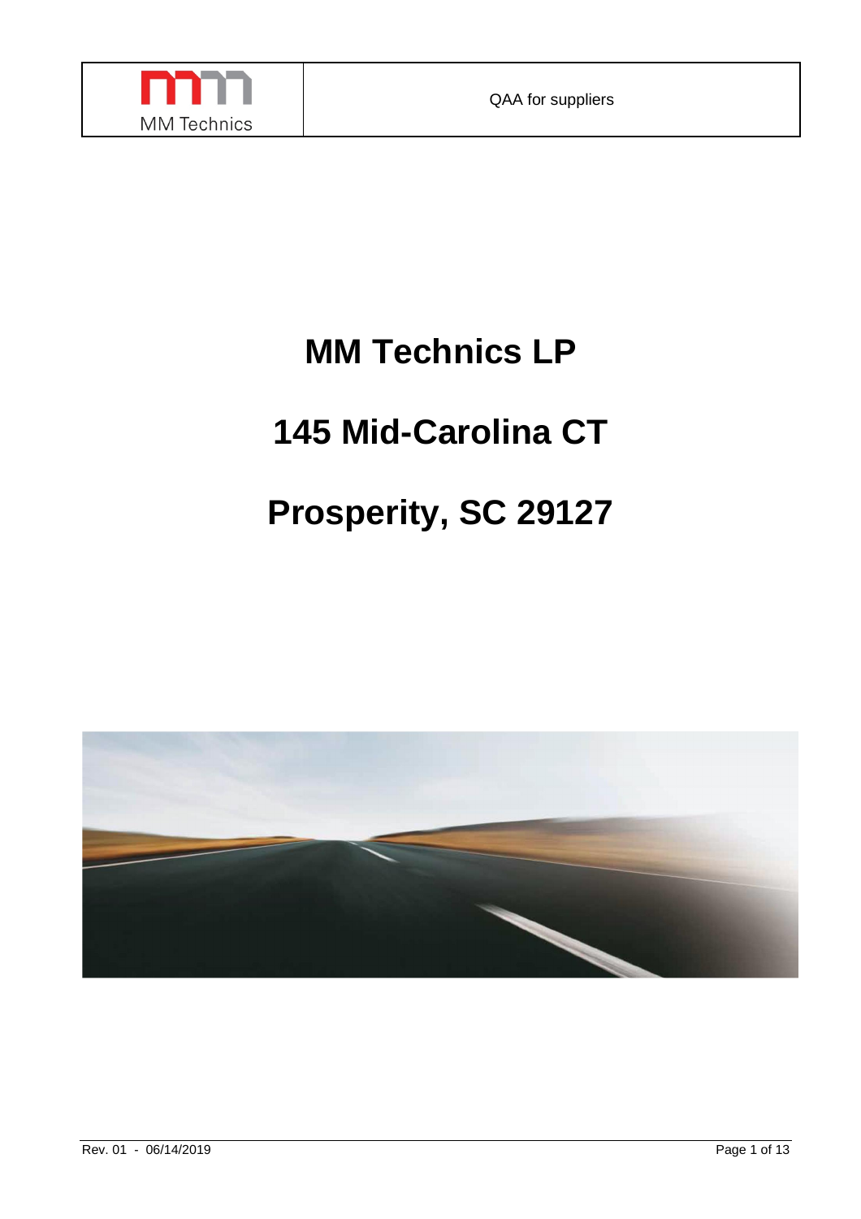# MM Technics LP

# 145 Mid-Carolina CT

# Prosperity, SC 29127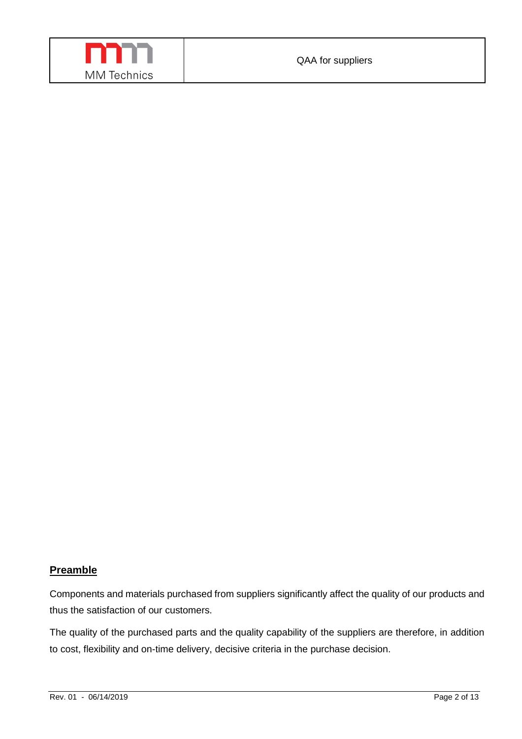## Preamble

Components and materials purchased from suppliers significantly affect the quality of our products and thus the satisfaction of our customers.

The quality of the purchased parts and the quality capability of the suppliers are therefore, in addition to cost, flexibility and on-time delivery, decisive criteria in the purchase decision.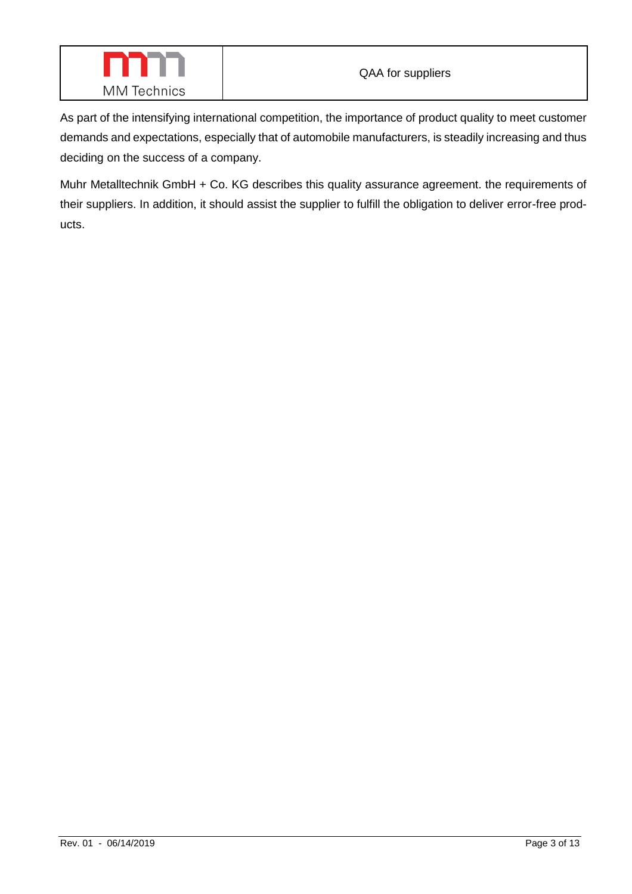As part of the intensifying international competition, the importance of product quality to meet customer demands and expectations, especially that of automobile manufacturers, is steadily increasing and thus deciding on the success of a company.

Muhr Metalltechnik GmbH + Co. KG describes this quality assurance agreement. the requirements of their suppliers. In addition, it should assist the supplier to fulfill the obligation to deliver error-free products.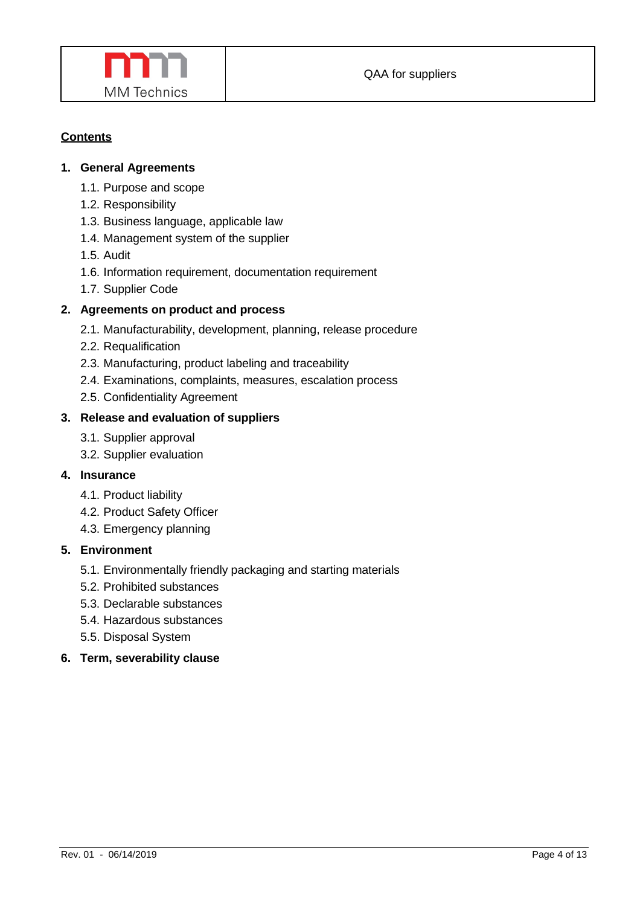**Contents**

1. **General Agreements**
    - 1.1. Purpose and scope
    - 1.2. Responsibility
    - 1.3. Business language, applicable law
    - 1.4. Management system of the supplier
    - 1.5. Audit
    - 1.6. Information requirement, documentation requirement
    - 1.7. Supplier Code
2. **Agreements on product and process**
    - 2.1. Manufacturability, development, planning, release procedure
    - 2.2. Requalification
    - 2.3. Manufacturing, product labeling and traceability
    - 2.4. Examinations, complaints, measures, escalation process
    - 2.5. Confidentiality Agreement
3. **Release and evaluation of suppliers**
    - 3.1. Supplier approval
    - 3.2. Supplier evaluation
4. **Insurance**
    - 4.1. Product liability
    - 4.2. Product Safety Officer
    - 4.3. Emergency planning
5. **Environment**
    - 5.1. Environmentally friendly packaging and starting materials
    - 5.2. Prohibited substances
    - 5.3. Declarable substances
    - 5.4. Hazardous substances
    - 5.5. Disposal System
6. **Term, severability clause**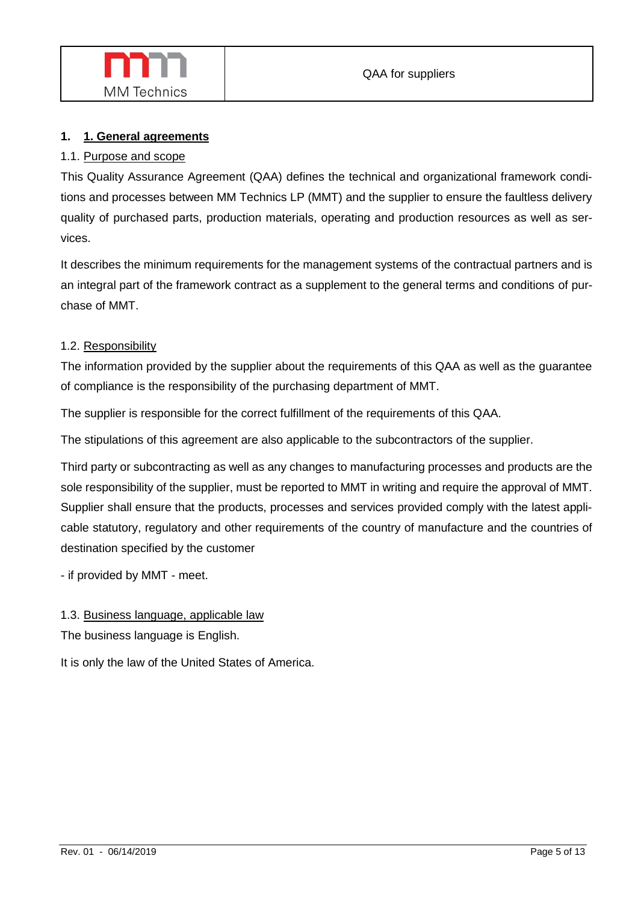## 1. 1. General agreements

### 1.1. Purpose and scope

This Quality Assurance Agreement (QAA) defines the technical and organizational framework conditions and processes between MM Technics LP (MMT) and the supplier to ensure the faultless delivery quality of purchased parts, production materials, operating and production resources as well as services.

It describes the minimum requirements for the management systems of the contractual partners and is an integral part of the framework contract as a supplement to the general terms and conditions of purchase of MMT.

### 1.2. Responsibility

The information provided by the supplier about the requirements of this QAA as well as the guarantee of compliance is the responsibility of the purchasing department of MMT.

The supplier is responsible for the correct fulfillment of the requirements of this QAA.

The stipulations of this agreement are also applicable to the subcontractors of the supplier.

Third party or subcontracting as well as any changes to manufacturing processes and products are the sole responsibility of the supplier, must be reported to MMT in writing and require the approval of MMT. Supplier shall ensure that the products, processes and services provided comply with the latest applicable statutory, regulatory and other requirements of the country of manufacture and the countries of destination specified by the customer

- if provided by MMT - meet.

### 1.3. Business language, applicable law

The business language is English.

It is only the law of the United States of America.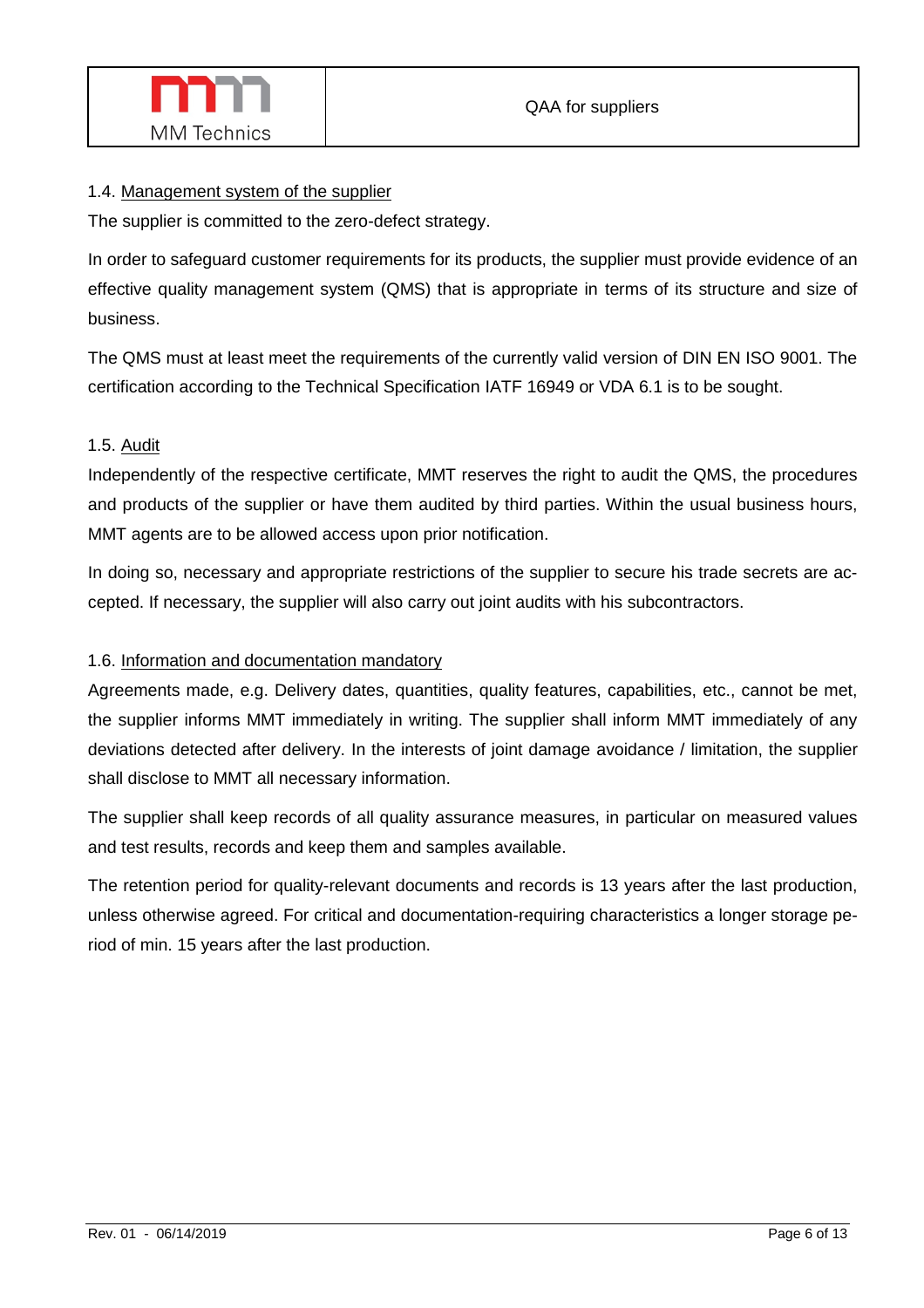### 1.4. Management system of the supplier

The supplier is committed to the zero-defect strategy.

In order to safeguard customer requirements for its products, the supplier must provide evidence of an effective quality management system (QMS) that is appropriate in terms of its structure and size of business.

The QMS must at least meet the requirements of the currently valid version of DIN EN ISO 9001. The certification according to the Technical Specification IATF 16949 or VDA 6.1 is to be sought.

### 1.5. Audit

Independently of the respective certificate, MMT reserves the right to audit the QMS, the procedures and products of the supplier or have them audited by third parties. Within the usual business hours, MMT agents are to be allowed access upon prior notification.

In doing so, necessary and appropriate restrictions of the supplier to secure his trade secrets are accepted. If necessary, the supplier will also carry out joint audits with his subcontractors.

### 1.6. Information and documentation mandatory

Agreements made, e.g. Delivery dates, quantities, quality features, capabilities, etc., cannot be met, the supplier informs MMT immediately in writing. The supplier shall inform MMT immediately of any deviations detected after delivery. In the interests of joint damage avoidance / limitation, the supplier shall disclose to MMT all necessary information.

The supplier shall keep records of all quality assurance measures, in particular on measured values and test results, records and keep them and samples available.

The retention period for quality-relevant documents and records is 13 years after the last production, unless otherwise agreed. For critical and documentation-requiring characteristics a longer storage period of min. 15 years after the last production.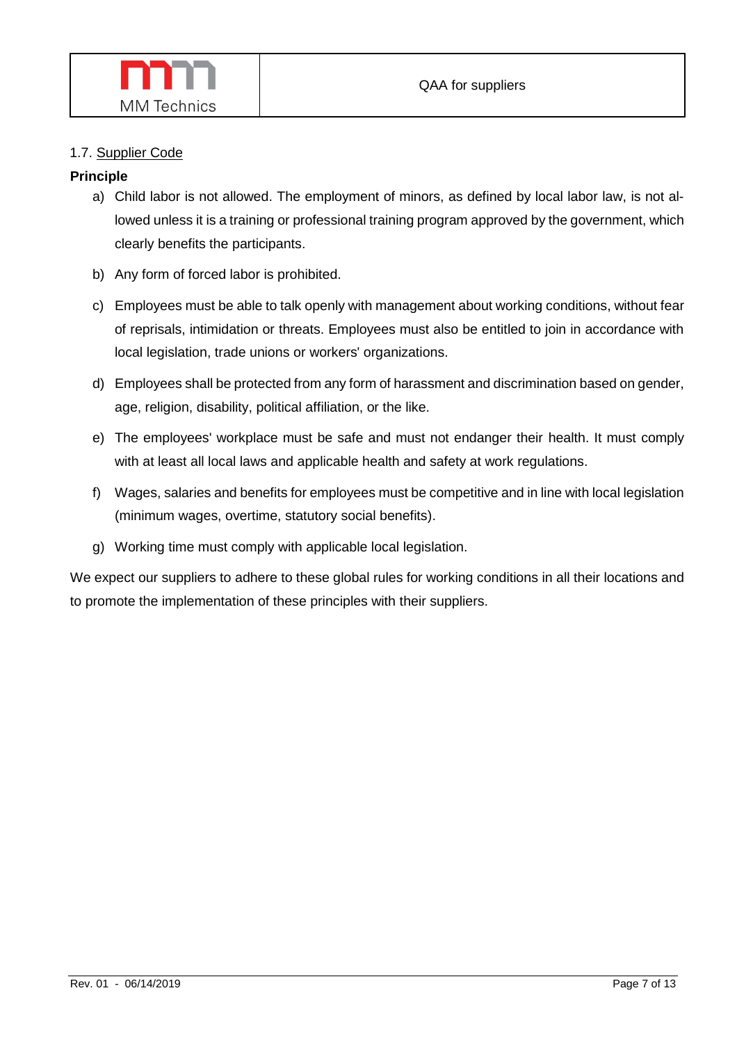## 1.7. Supplier Code

**Principle**

a) Child labor is not allowed. The employment of minors, as defined by local labor law, is not allowed unless it is a training or professional training program approved by the government, which clearly benefits the participants.

b) Any form of forced labor is prohibited.

c) Employees must be able to talk openly with management about working conditions, without fear of reprisals, intimidation or threats. Employees must also be entitled to join in accordance with local legislation, trade unions or workers' organizations.

d) Employees shall be protected from any form of harassment and discrimination based on gender, age, religion, disability, political affiliation, or the like.

e) The employees' workplace must be safe and must not endanger their health. It must comply with at least all local laws and applicable health and safety at work regulations.

f) Wages, salaries and benefits for employees must be competitive and in line with local legislation (minimum wages, overtime, statutory social benefits).

g) Working time must comply with applicable local legislation.

We expect our suppliers to adhere to these global rules for working conditions in all their locations and to promote the implementation of these principles with their suppliers.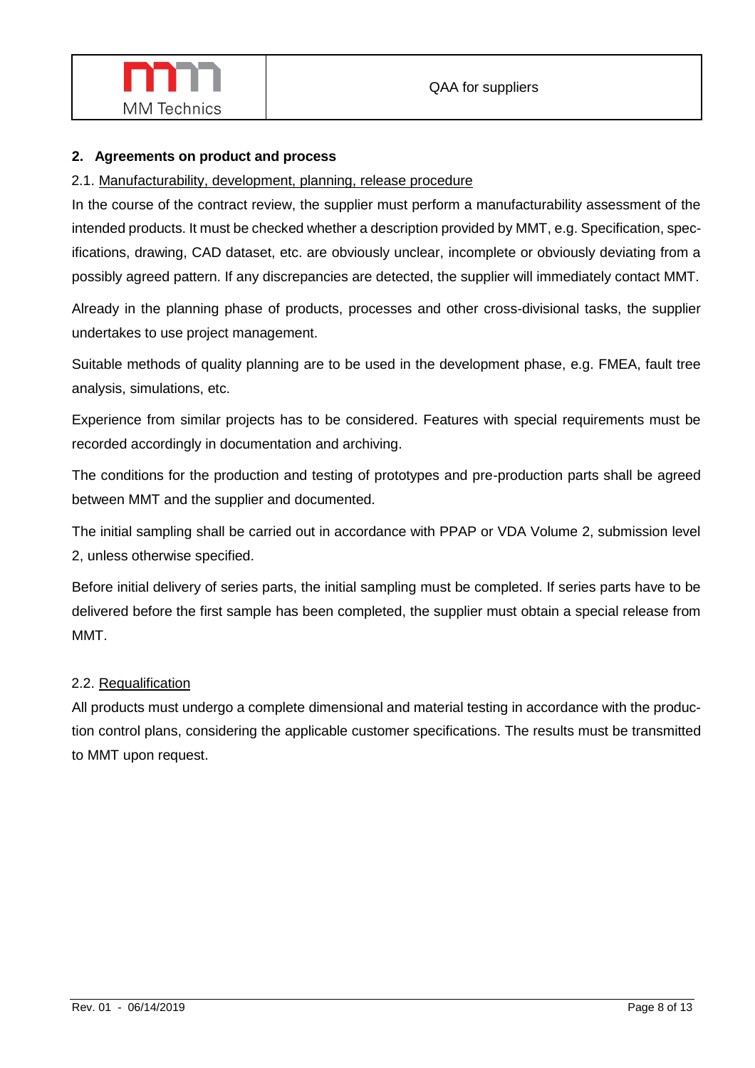## 2. Agreements on product and process

### 2.1. Manufacturability, development, planning, release procedure

In the course of the contract review, the supplier must perform a manufacturability assessment of the intended products. It must be checked whether a description provided by MMT, e.g. Specification, specifications, drawing, CAD dataset, etc. are obviously unclear, incomplete or obviously deviating from a possibly agreed pattern. If any discrepancies are detected, the supplier will immediately contact MMT.

Already in the planning phase of products, processes and other cross-divisional tasks, the supplier undertakes to use project management.

Suitable methods of quality planning are to be used in the development phase, e.g. FMEA, fault tree analysis, simulations, etc.

Experience from similar projects has to be considered. Features with special requirements must be recorded accordingly in documentation and archiving.

The conditions for the production and testing of prototypes and pre-production parts shall be agreed between MMT and the supplier and documented.

The initial sampling shall be carried out in accordance with PPAP or VDA Volume 2, submission level 2, unless otherwise specified.

Before initial delivery of series parts, the initial sampling must be completed. If series parts have to be delivered before the first sample has been completed, the supplier must obtain a special release from MMT.

### 2.2. Requalification

All products must undergo a complete dimensional and material testing in accordance with the production control plans, considering the applicable customer specifications. The results must be transmitted to MMT upon request.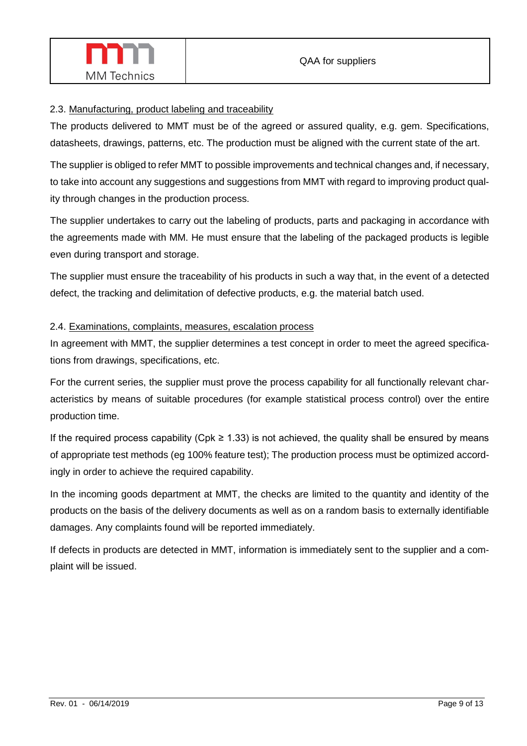### 2.3. Manufacturing, product labeling and traceability

The products delivered to MMT must be of the agreed or assured quality, e.g. gem. Specifications, datasheets, drawings, patterns, etc. The production must be aligned with the current state of the art.

The supplier is obliged to refer MMT to possible improvements and technical changes and, if necessary, to take into account any suggestions and suggestions from MMT with regard to improving product quality through changes in the production process.

The supplier undertakes to carry out the labeling of products, parts and packaging in accordance with the agreements made with MM. He must ensure that the labeling of the packaged products is legible even during transport and storage.

The supplier must ensure the traceability of his products in such a way that, in the event of a detected defect, the tracking and delimitation of defective products, e.g. the material batch used.

### 2.4. Examinations, complaints, measures, escalation process

In agreement with MMT, the supplier determines a test concept in order to meet the agreed specifications from drawings, specifications, etc.

For the current series, the supplier must prove the process capability for all functionally relevant characteristics by means of suitable procedures (for example statistical process control) over the entire production time.

If the required process capability ($Cpk \geq 1.33$) is not achieved, the quality shall be ensured by means of appropriate test methods (eg 100% feature test); The production process must be optimized accordingly in order to achieve the required capability.

In the incoming goods department at MMT, the checks are limited to the quantity and identity of the products on the basis of the delivery documents as well as on a random basis to externally identifiable damages. Any complaints found will be reported immediately.

If defects in products are detected in MMT, information is immediately sent to the supplier and a complaint will be issued.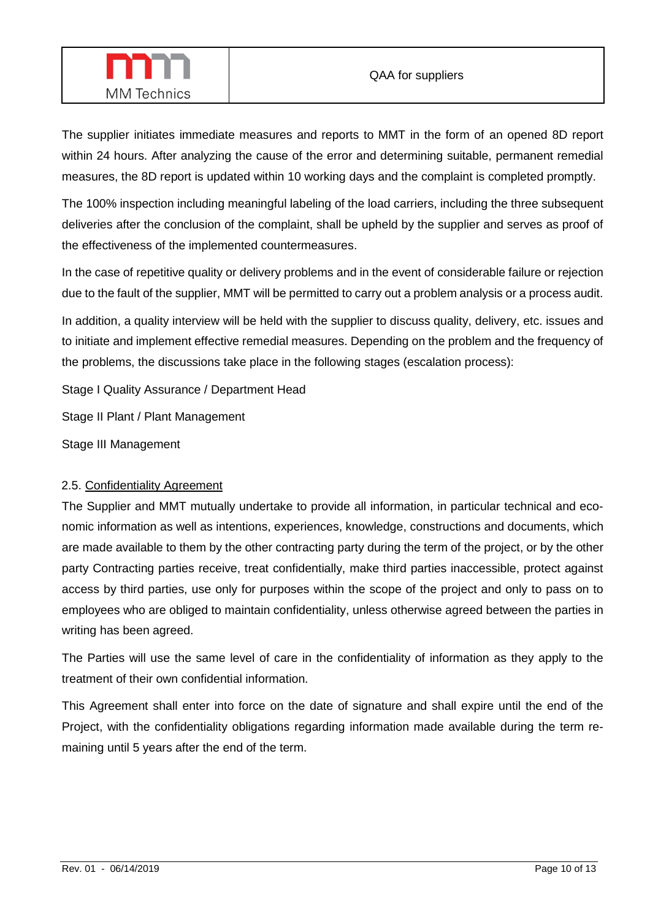The supplier initiates immediate measures and reports to MMT in the form of an opened 8D report within 24 hours. After analyzing the cause of the error and determining suitable, permanent remedial measures, the 8D report is updated within 10 working days and the complaint is completed promptly.

The 100% inspection including meaningful labeling of the load carriers, including the three subsequent deliveries after the conclusion of the complaint, shall be upheld by the supplier and serves as proof of the effectiveness of the implemented countermeasures.

In the case of repetitive quality or delivery problems and in the event of considerable failure or rejection due to the fault of the supplier, MMT will be permitted to carry out a problem analysis or a process audit.

In addition, a quality interview will be held with the supplier to discuss quality, delivery, etc. issues and to initiate and implement effective remedial measures. Depending on the problem and the frequency of the problems, the discussions take place in the following stages (escalation process):

Stage I Quality Assurance / Department Head

Stage II Plant / Plant Management

Stage III Management

### 2.5. Confidentiality Agreement

The Supplier and MMT mutually undertake to provide all information, in particular technical and economic information as well as intentions, experiences, knowledge, constructions and documents, which are made available to them by the other contracting party during the term of the project, or by the other party Contracting parties receive, treat confidentially, make third parties inaccessible, protect against access by third parties, use only for purposes within the scope of the project and only to pass on to employees who are obliged to maintain confidentiality, unless otherwise agreed between the parties in writing has been agreed.

The Parties will use the same level of care in the confidentiality of information as they apply to the treatment of their own confidential information.

This Agreement shall enter into force on the date of signature and shall expire until the end of the Project, with the confidentiality obligations regarding information made available during the term remaining until 5 years after the end of the term.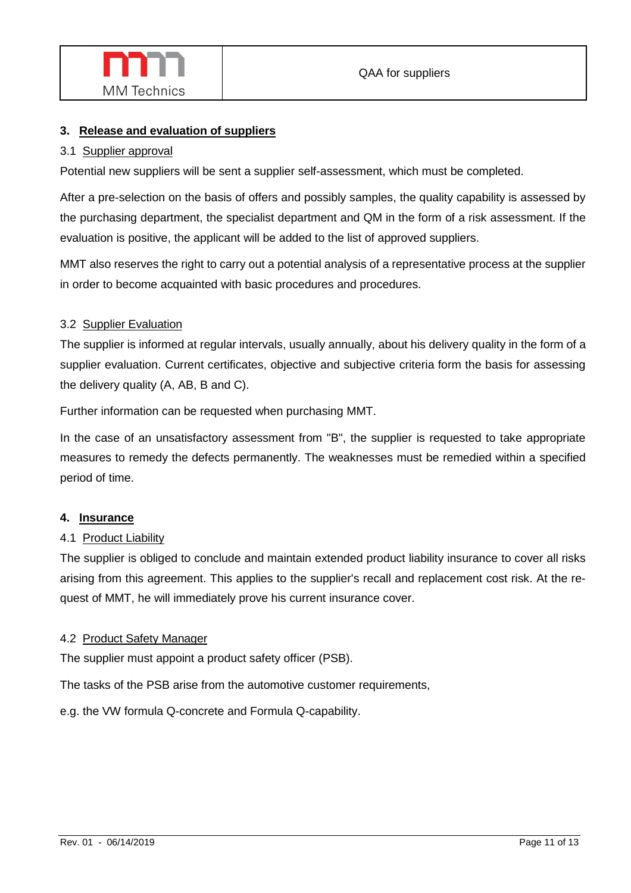## 3. Release and evaluation of suppliers

### 3.1 Supplier approval

Potential new suppliers will be sent a supplier self-assessment, which must be completed.

After a pre-selection on the basis of offers and possibly samples, the quality capability is assessed by the purchasing department, the specialist department and QM in the form of a risk assessment. If the evaluation is positive, the applicant will be added to the list of approved suppliers.

MMT also reserves the right to carry out a potential analysis of a representative process at the supplier in order to become acquainted with basic procedures and procedures.

### 3.2 Supplier Evaluation

The supplier is informed at regular intervals, usually annually, about his delivery quality in the form of a supplier evaluation. Current certificates, objective and subjective criteria form the basis for assessing the delivery quality (A, AB, B and C).

Further information can be requested when purchasing MMT.

In the case of an unsatisfactory assessment from "B", the supplier is requested to take appropriate measures to remedy the defects permanently. The weaknesses must be remedied within a specified period of time.

## 4. Insurance

### 4.1 Product Liability

The supplier is obliged to conclude and maintain extended product liability insurance to cover all risks arising from this agreement. This applies to the supplier's recall and replacement cost risk. At the request of MMT, he will immediately prove his current insurance cover.

### 4.2 Product Safety Manager

The supplier must appoint a product safety officer (PSB).

The tasks of the PSB arise from the automotive customer requirements,

e.g. the VW formula Q-concrete and Formula Q-capability.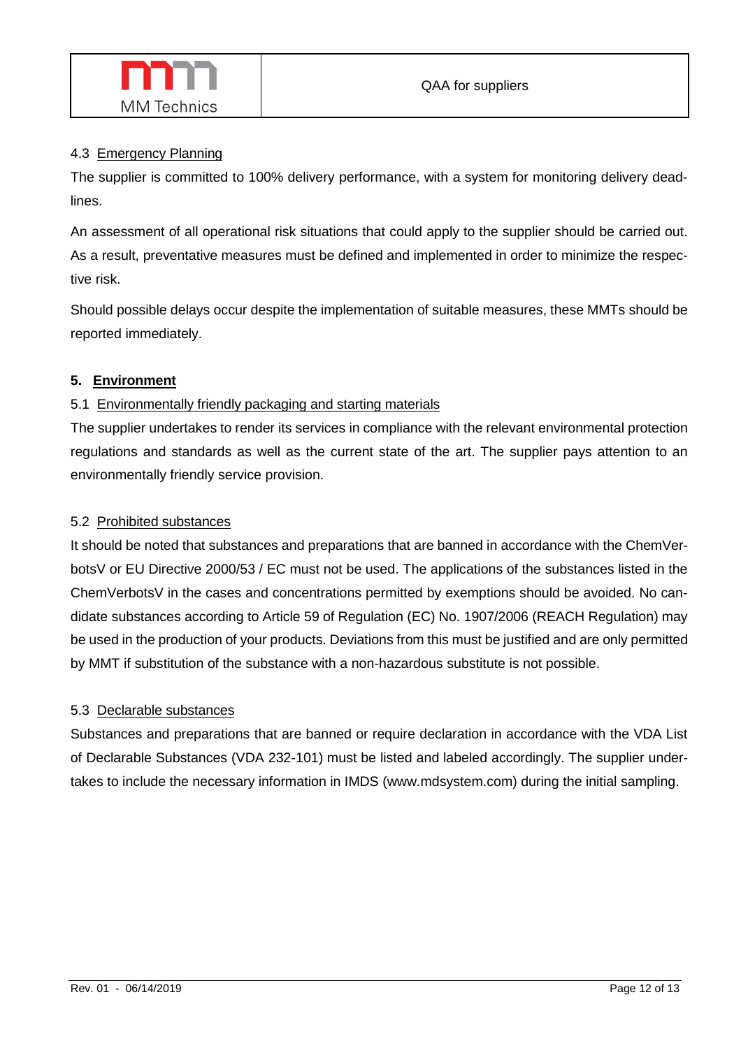### 4.3 Emergency Planning

The supplier is committed to 100% delivery performance, with a system for monitoring delivery deadlines.

An assessment of all operational risk situations that could apply to the supplier should be carried out. As a result, preventative measures must be defined and implemented in order to minimize the respective risk.

Should possible delays occur despite the implementation of suitable measures, these MMTs should be reported immediately.

## 5. Environment

### 5.1 Environmentally friendly packaging and starting materials

The supplier undertakes to render its services in compliance with the relevant environmental protection regulations and standards as well as the current state of the art. The supplier pays attention to an environmentally friendly service provision.

### 5.2 Prohibited substances

It should be noted that substances and preparations that are banned in accordance with the ChemVerbotsV or EU Directive 2000/53 / EC must not be used. The applications of the substances listed in the ChemVerbotsV in the cases and concentrations permitted by exemptions should be avoided. No candidate substances according to Article 59 of Regulation (EC) No. 1907/2006 (REACH Regulation) may be used in the production of your products. Deviations from this must be justified and are only permitted by MMT if substitution of the substance with a non-hazardous substitute is not possible.

### 5.3 Declarable substances

Substances and preparations that are banned or require declaration in accordance with the VDA List of Declarable Substances (VDA 232-101) must be listed and labeled accordingly. The supplier undertakes to include the necessary information in IMDS (www.mdsystem.com) during the initial sampling.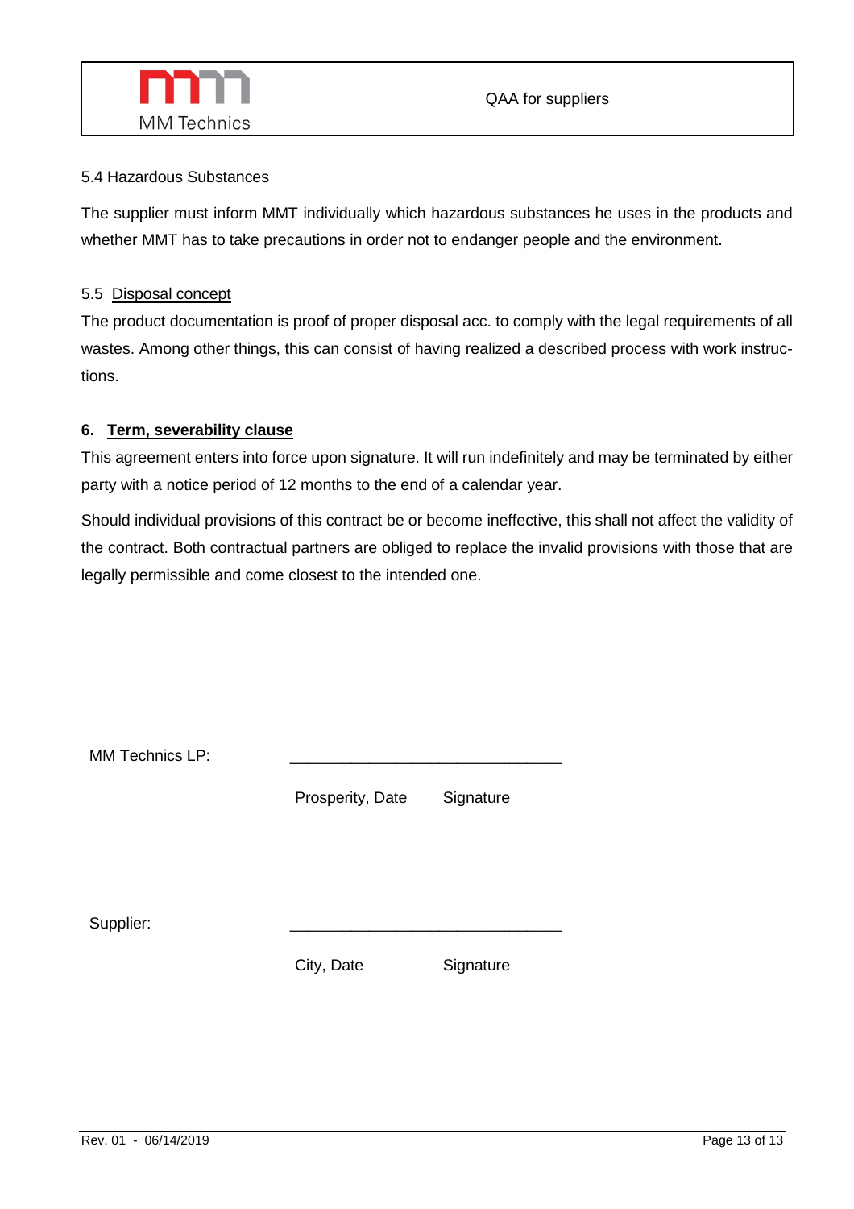### 5.4 Hazardous Substances

The supplier must inform MMT individually which hazardous substances he uses in the products and whether MMT has to take precautions in order not to endanger people and the environment.

### 5.5 Disposal concept

The product documentation is proof of proper disposal acc. to comply with the legal requirements of all wastes. Among other things, this can consist of having realized a described process with work instructions.

## 6. Term, severability clause

This agreement enters into force upon signature. It will run indefinitely and may be terminated by either party with a notice period of 12 months to the end of a calendar year.

Should individual provisions of this contract be or become ineffective, this shall not affect the validity of the contract. Both contractual partners are obliged to replace the invalid provisions with those that are legally permissible and come closest to the intended one.

MM Technics LP: ______________________________

Prosperity, Date Signature

Supplier: ______________________________

City, Date Signature